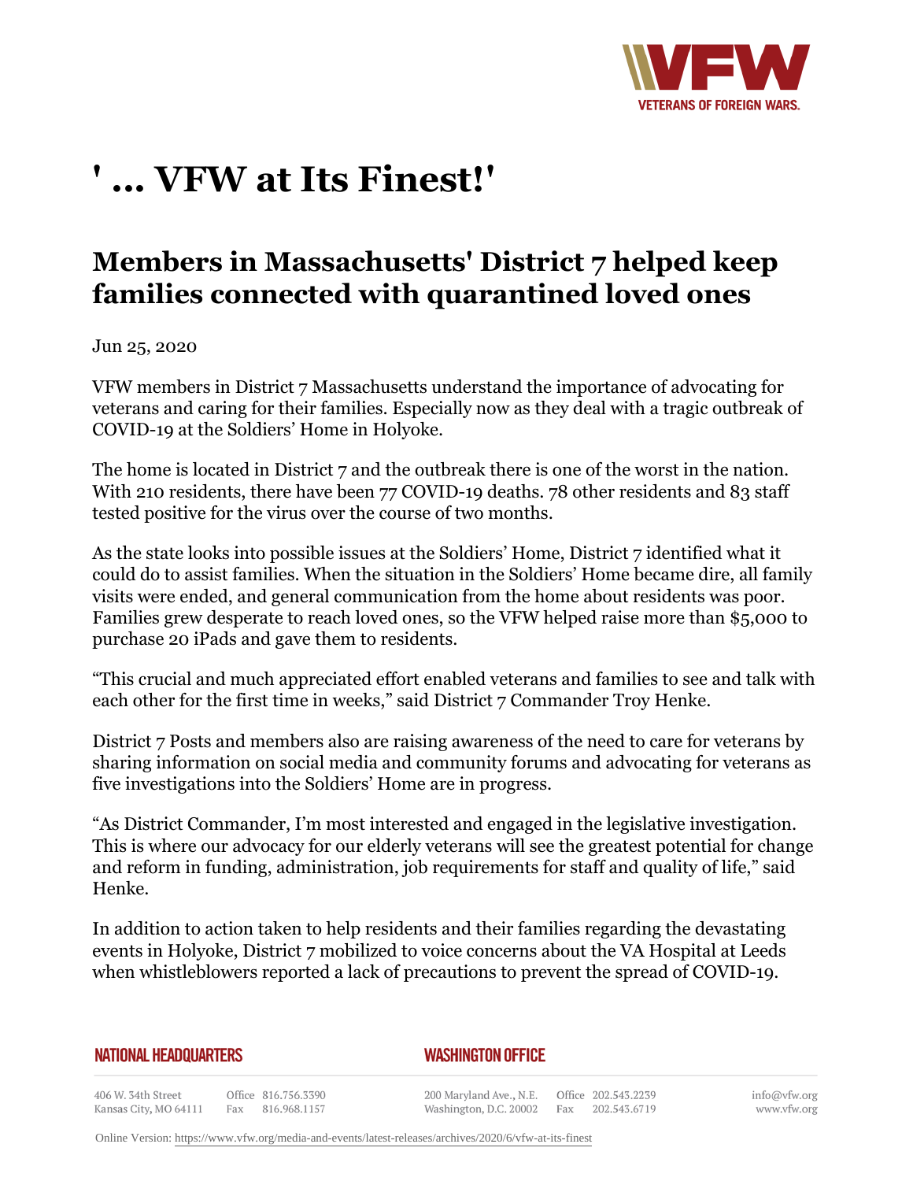# ' ... VFW at Its Finest!'

## Members in Massachusetts' District 7 helped keep families connected with quarantined loved ones

Jun 25, 2020

VFW members in District 7 Massachusetts understand the importance of advocating for veterans and caring for their families. Especially now as they deal with a tragic outbreak of COVID-19 at the Soldiers' Home in Holyoke.

The home is located in District 7 and the outbreak there is one of the worst in the nation. With 210 residents, there have been 77 COVID-19 deaths. 78 other residents and 83 staff tested positive for the virus over the course of two months.

As the state looks into possible issues at the Soldiers' Home, District 7 identified what it could do to assist families. When the situation in the Soldiers' Home became dire, all family visits were ended, and general communication from the home about residents was poor. Families grew desperate to reach loved ones, so the VFW helped raise more than $5,000 to purchase 20 iPads and gave them to residents.

"This crucial and much appreciated effort enabled veterans and families to see and talk with each other for the first time in weeks," said District 7 Commander Troy Henke.

District 7 Posts and members also are raising awareness of the need to care for veterans by sharing information on social media and community forums and advocating for veterans as five investigations into the Soldiers' Home are in progress.

"As District Commander, I'm most interested and engaged in the legislative investigation. This is where our advocacy for our elderly veterans will see the greatest potential for change and reform in funding, administration, job requirements for staff and quality of life," said Henke.

In addition to action taken to help residents and their families regarding the devastating events in Holyoke, District 7 mobilized to voice concerns about the VA Hospital at Leeds when whistleblowers reported a lack of precautions to prevent the spread of COVID-19.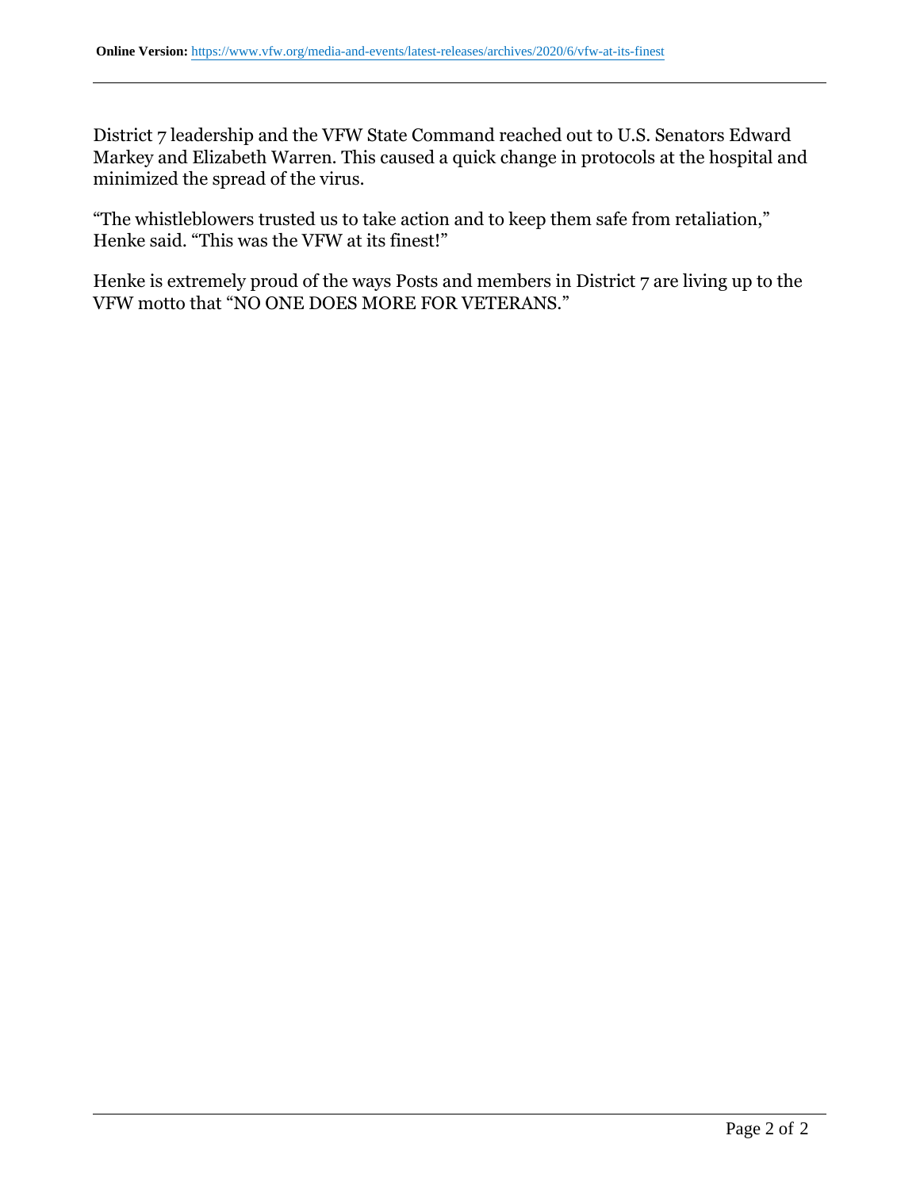District 7 leadership and the VFW State Command reached out to U.S. Senators Edward Markey and Elizabeth Warren. This caused a quick change in protocols at the hospital and minimized the spread of the virus.

“The whistleblowers trusted us to take action and to keep them safe from retaliation,” Henke said. “This was the VFW at its finest!”

Henke is extremely proud of the ways Posts and members in District 7 are living up to the VFW motto that “NO ONE DOES MORE FOR VETERANS.”